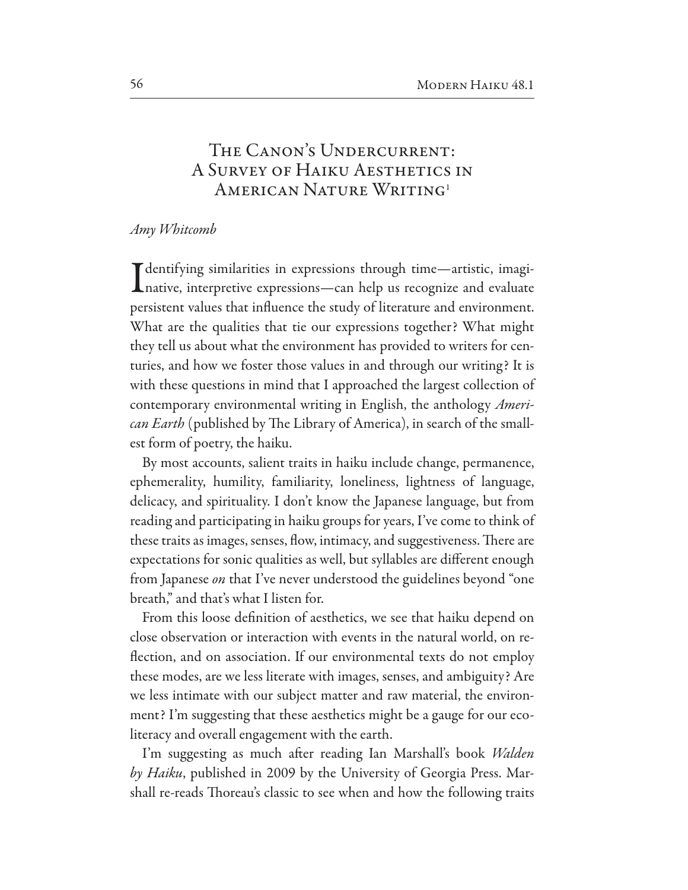# The Canon's Undercurrent: A Survey of Haiku Aesthetics in American Nature Writing[1]

*Amy Whitcomb*

Identifying similarities in expressions through time—artistic, imaginative, interpretive expressions—can help us recognize and evaluate persistent values that influence the study of literature and environment. What are the qualities that tie our expressions together? What might they tell us about what the environment has provided to writers for centuries, and how we foster those values in and through our writing? It is with these questions in mind that I approached the largest collection of contemporary environmental writing in English, the anthology *American Earth* (published by The Library of America), in search of the smallest form of poetry, the haiku.

By most accounts, salient traits in haiku include change, permanence, ephemerality, humility, familiarity, loneliness, lightness of language, delicacy, and spirituality. I don't know the Japanese language, but from reading and participating in haiku groups for years, I've come to think of these traits as images, senses, flow, intimacy, and suggestiveness. There are expectations for sonic qualities as well, but syllables are different enough from Japanese *on* that I've never understood the guidelines beyond "one breath," and that's what I listen for.

From this loose definition of aesthetics, we see that haiku depend on close observation or interaction with events in the natural world, on reflection, and on association. If our environmental texts do not employ these modes, are we less literate with images, senses, and ambiguity? Are we less intimate with our subject matter and raw material, the environment? I'm suggesting that these aesthetics might be a gauge for our eco-literacy and overall engagement with the earth.

I'm suggesting as much after reading Ian Marshall's book *Walden by Haiku*, published in 2009 by the University of Georgia Press. Marshall re-reads Thoreau's classic to see when and how the following traits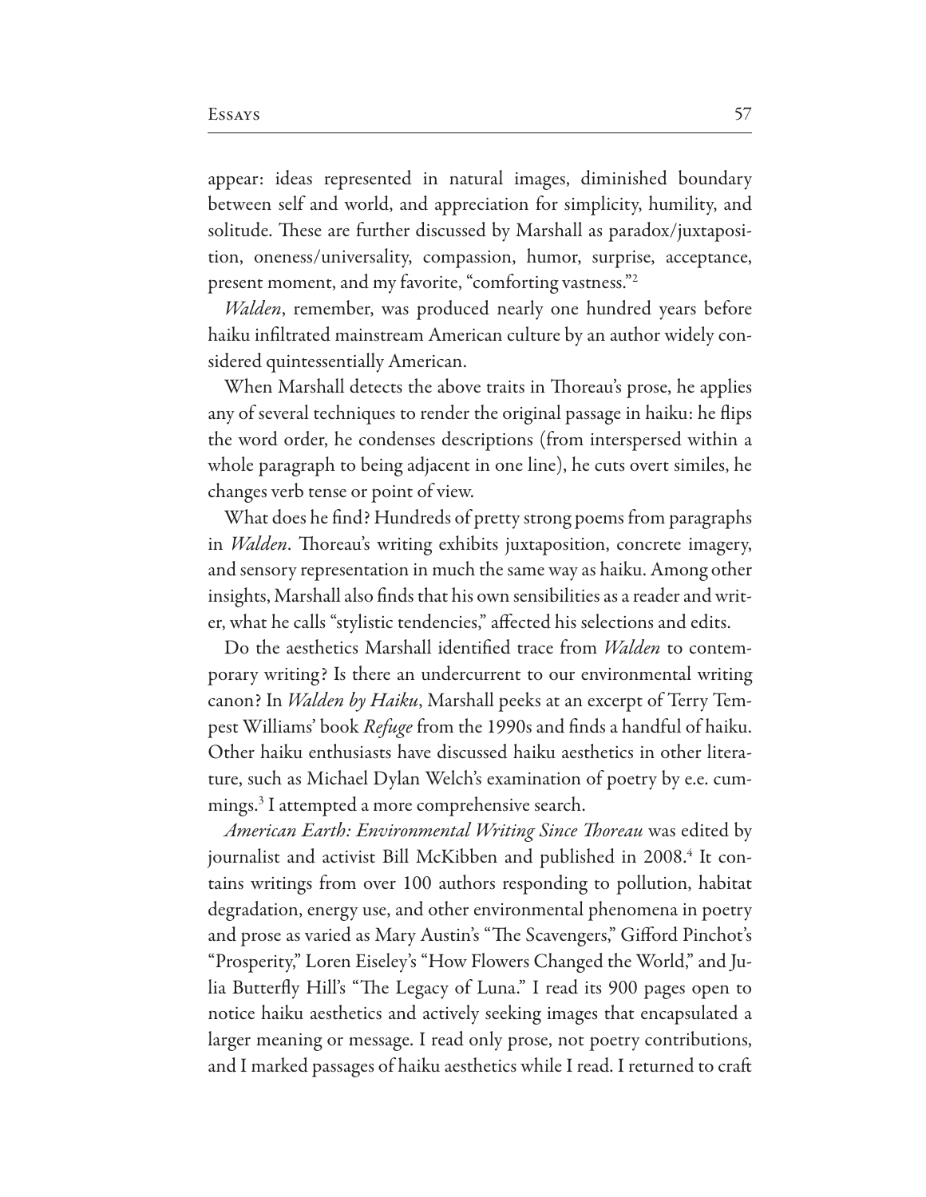appear: ideas represented in natural images, diminished boundary between self and world, and appreciation for simplicity, humility, and solitude. These are further discussed by Marshall as paradox/juxtaposition, oneness/universality, compassion, humor, surprise, acceptance, present moment, and my favorite, "comforting vastness."[2]

*Walden*, remember, was produced nearly one hundred years before haiku infiltrated mainstream American culture by an author widely considered quintessentially American.

When Marshall detects the above traits in Thoreau's prose, he applies any of several techniques to render the original passage in haiku: he flips the word order, he condenses descriptions (from interspersed within a whole paragraph to being adjacent in one line), he cuts overt similes, he changes verb tense or point of view.

What does he find? Hundreds of pretty strong poems from paragraphs in *Walden*. Thoreau's writing exhibits juxtaposition, concrete imagery, and sensory representation in much the same way as haiku. Among other insights, Marshall also finds that his own sensibilities as a reader and writer, what he calls "stylistic tendencies," affected his selections and edits.

Do the aesthetics Marshall identified trace from *Walden* to contemporary writing? Is there an undercurrent to our environmental writing canon? In *Walden by Haiku*, Marshall peeks at an excerpt of Terry Tempest Williams' book *Refuge* from the 1990s and finds a handful of haiku. Other haiku enthusiasts have discussed haiku aesthetics in other literature, such as Michael Dylan Welch's examination of poetry by e.e. cummings.[3] I attempted a more comprehensive search.

*American Earth: Environmental Writing Since Thoreau* was edited by journalist and activist Bill McKibben and published in 2008.[4] It contains writings from over 100 authors responding to pollution, habitat degradation, energy use, and other environmental phenomena in poetry and prose as varied as Mary Austin's "The Scavengers," Gifford Pinchot's "Prosperity," Loren Eiseley's "How Flowers Changed the World," and Julia Butterfly Hill's "The Legacy of Luna." I read its 900 pages open to notice haiku aesthetics and actively seeking images that encapsulated a larger meaning or message. I read only prose, not poetry contributions, and I marked passages of haiku aesthetics while I read. I returned to craft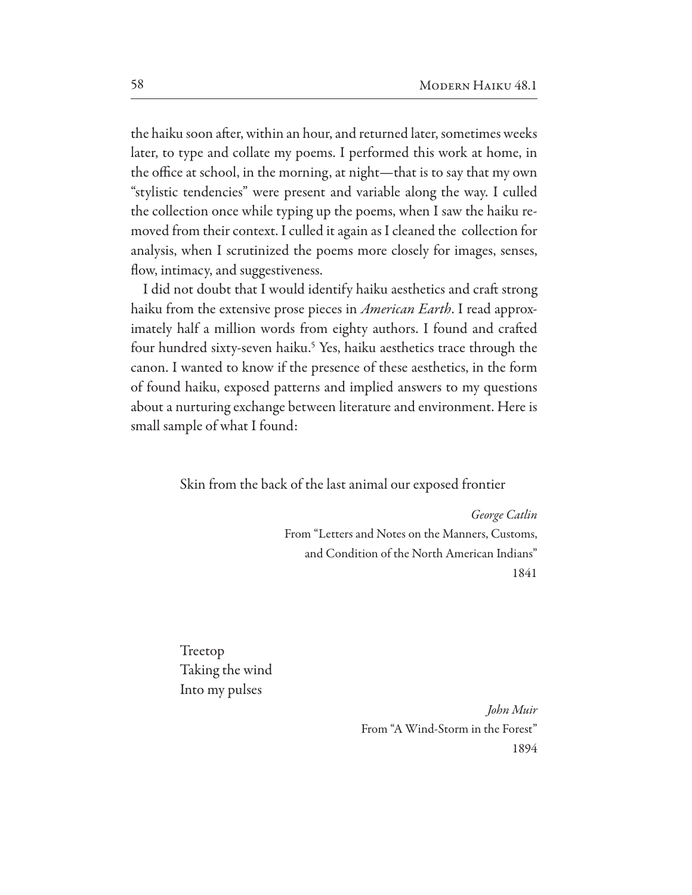the haiku soon after, within an hour, and returned later, sometimes weeks later, to type and collate my poems. I performed this work at home, in the office at school, in the morning, at night—that is to say that my own "stylistic tendencies" were present and variable along the way. I culled the collection once while typing up the poems, when I saw the haiku removed from their context. I culled it again as I cleaned the collection for analysis, when I scrutinized the poems more closely for images, senses, flow, intimacy, and suggestiveness.

I did not doubt that I would identify haiku aesthetics and craft strong haiku from the extensive prose pieces in *American Earth*. I read approximately half a million words from eighty authors. I found and crafted four hundred sixty-seven haiku.[5] Yes, haiku aesthetics trace through the canon. I wanted to know if the presence of these aesthetics, in the form of found haiku, exposed patterns and implied answers to my questions about a nurturing exchange between literature and environment. Here is small sample of what I found:

Skin from the back of the last animal our exposed frontier

*George Catlin*
From "Letters and Notes on the Manners, Customs, and Condition of the North American Indians"
1841

Treetop
Taking the wind
Into my pulses

*John Muir*
From "A Wind-Storm in the Forest"
1894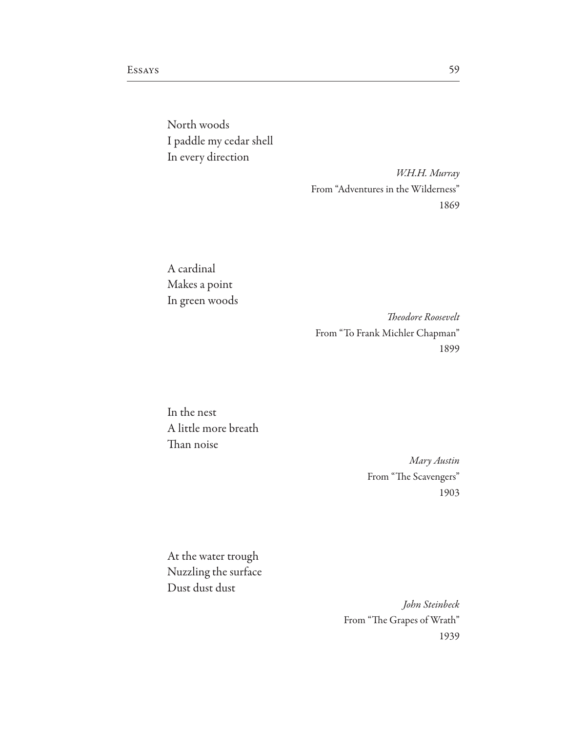North woods  
I paddle my cedar shell  
In every direction

*W.H.H. Murray*  
From "Adventures in the Wilderness"  
1869

A cardinal  
Makes a point  
In green woods

*Theodore Roosevelt*  
From "To Frank Michler Chapman"  
1899

In the nest  
A little more breath  
Than noise

*Mary Austin*  
From "The Scavengers"  
1903

At the water trough  
Nuzzling the surface  
Dust dust dust

*John Steinbeck*  
From "The Grapes of Wrath"  
1939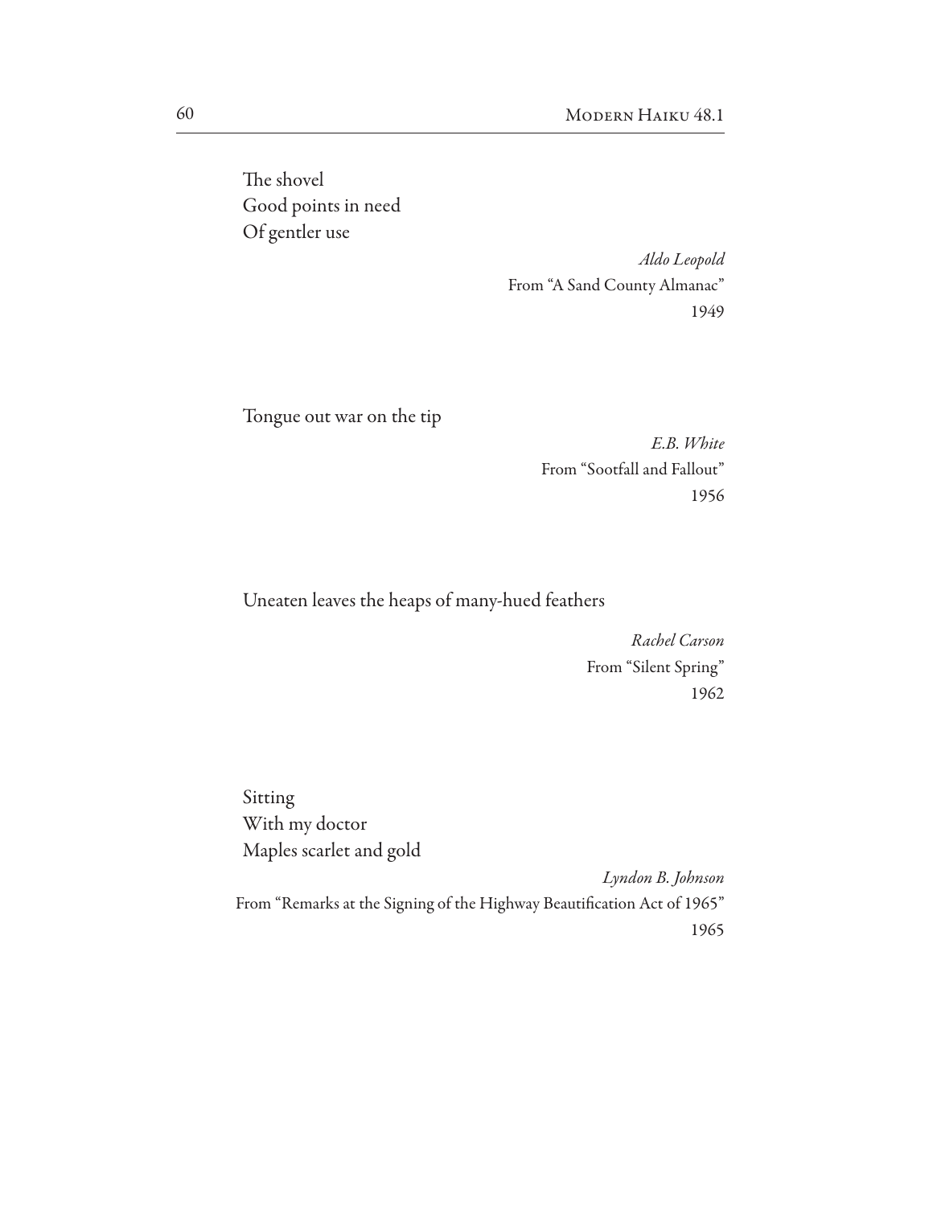The shovel  
Good points in need  
Of gentler use

*Aldo Leopold*  
From "A Sand County Almanac"  
1949

Tongue out war on the tip

*E.B. White*  
From "Sootfall and Fallout"  
1956

Uneaten leaves the heaps of many-hued feathers

*Rachel Carson*  
From "Silent Spring"  
1962

Sitting  
With my doctor  
Maples scarlet and gold

*Lyndon B. Johnson*  
From "Remarks at the Signing of the Highway Beautification Act of 1965"  
1965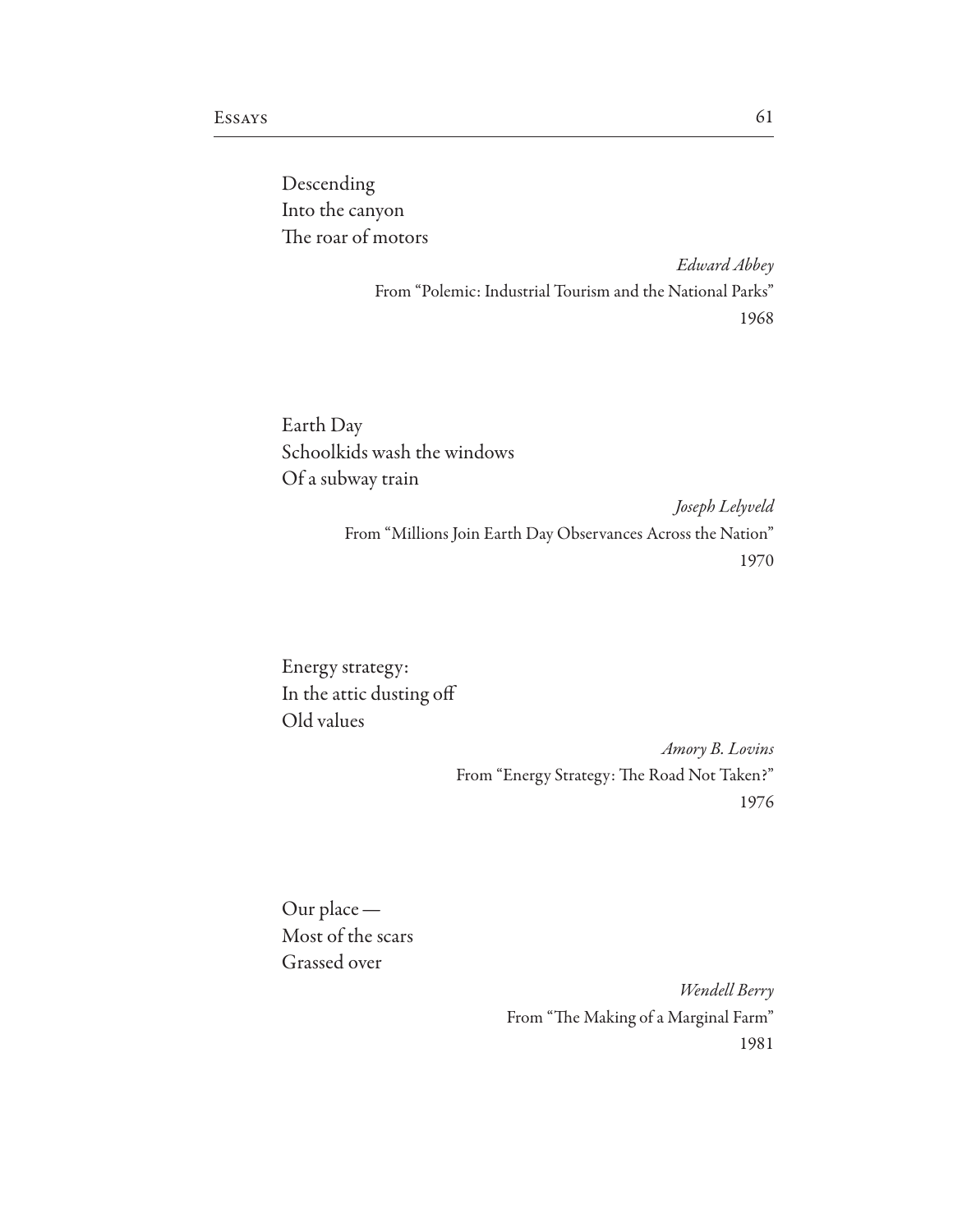Descending  
Into the canyon  
The roar of motors

*Edward Abbey*  
From "Polemic: Industrial Tourism and the National Parks"  
1968

Earth Day  
Schoolkids wash the windows  
Of a subway train

*Joseph Lelyveld*  
From "Millions Join Earth Day Observances Across the Nation"  
1970

Energy strategy:  
In the attic dusting off  
Old values

*Amory B. Lovins*  
From "Energy Strategy: The Road Not Taken?"  
1976

Our place —  
Most of the scars  
Grassed over

*Wendell Berry*  
From "The Making of a Marginal Farm"  
1981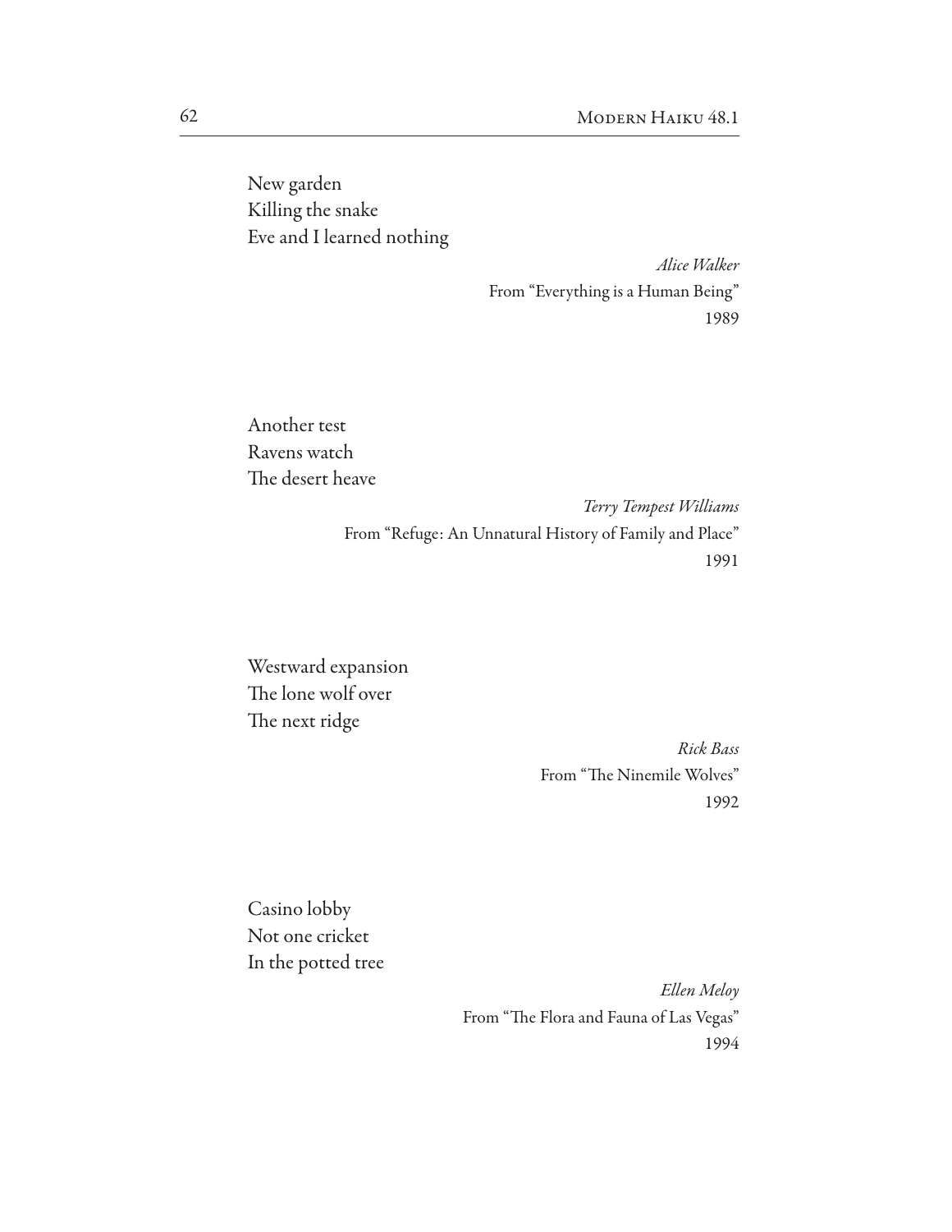New garden  
Killing the snake  
Eve and I learned nothing

*Alice Walker*  
From "Everything is a Human Being"  
1989

Another test  
Ravens watch  
The desert heave

*Terry Tempest Williams*  
From "Refuge: An Unnatural History of Family and Place"  
1991

Westward expansion  
The lone wolf over  
The next ridge

*Rick Bass*  
From "The Ninemile Wolves"  
1992

Casino lobby  
Not one cricket  
In the potted tree

*Ellen Meloy*  
From "The Flora and Fauna of Las Vegas"  
1994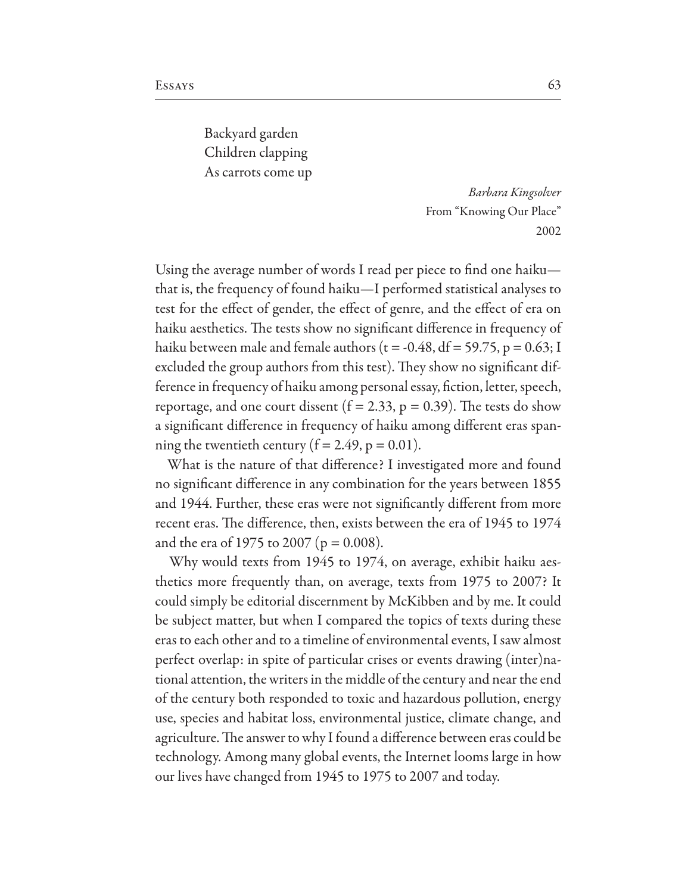Backyard garden  
Children clapping  
As carrots come up

*Barbara Kingsolver*  
From "Knowing Our Place"  
2002

Using the average number of words I read per piece to find one haiku—that is, the frequency of found haiku—I performed statistical analyses to test for the effect of gender, the effect of genre, and the effect of era on haiku aesthetics. The tests show no significant difference in frequency of haiku between male and female authors ($t = -0.48$, $df = 59.75$, $p = 0.63$; I excluded the group authors from this test). They show no significant difference in frequency of haiku among personal essay, fiction, letter, speech, reportage, and one court dissent ($f = 2.33$, $p = 0.39$). The tests do show a significant difference in frequency of haiku among different eras spanning the twentieth century ($f = 2.49$, $p = 0.01$).

What is the nature of that difference? I investigated more and found no significant difference in any combination for the years between 1855 and 1944. Further, these eras were not significantly different from more recent eras. The difference, then, exists between the era of 1945 to 1974 and the era of 1975 to 2007 ($p = 0.008$).

Why would texts from 1945 to 1974, on average, exhibit haiku aesthetics more frequently than, on average, texts from 1975 to 2007? It could simply be editorial discernment by McKibben and by me. It could be subject matter, but when I compared the topics of texts during these eras to each other and to a timeline of environmental events, I saw almost perfect overlap: in spite of particular crises or events drawing (inter)national attention, the writers in the middle of the century and near the end of the century both responded to toxic and hazardous pollution, energy use, species and habitat loss, environmental justice, climate change, and agriculture. The answer to why I found a difference between eras could be technology. Among many global events, the Internet looms large in how our lives have changed from 1945 to 1975 to 2007 and today.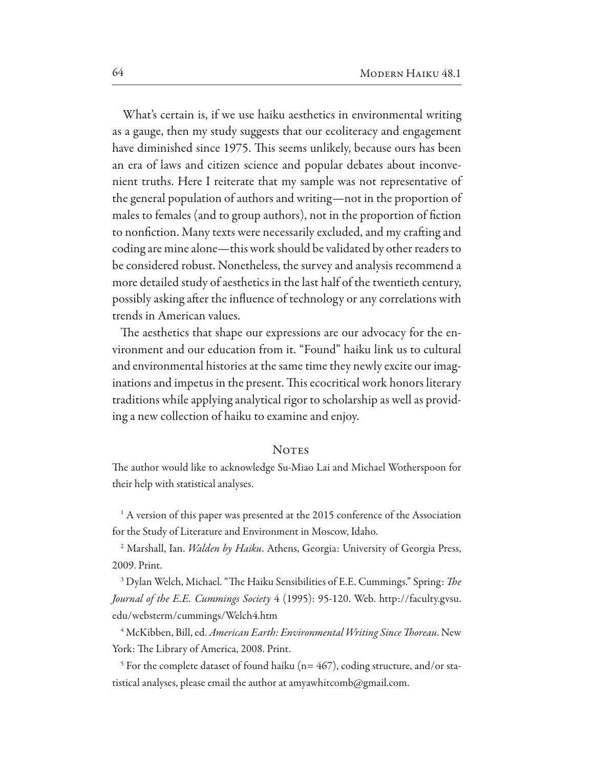What's certain is, if we use haiku aesthetics in environmental writing as a gauge, then my study suggests that our ecoliteracy and engagement have diminished since 1975. This seems unlikely, because ours has been an era of laws and citizen science and popular debates about inconvenient truths. Here I reiterate that my sample was not representative of the general population of authors and writing—not in the proportion of males to females (and to group authors), not in the proportion of fiction to nonfiction. Many texts were necessarily excluded, and my crafting and coding are mine alone—this work should be validated by other readers to be considered robust. Nonetheless, the survey and analysis recommend a more detailed study of aesthetics in the last half of the twentieth century, possibly asking after the influence of technology or any correlations with trends in American values.

The aesthetics that shape our expressions are our advocacy for the environment and our education from it. "Found" haiku link us to cultural and environmental histories at the same time they newly excite our imaginations and impetus in the present. This ecocritical work honors literary traditions while applying analytical rigor to scholarship as well as providing a new collection of haiku to examine and enjoy.

## Notes

The author would like to acknowledge Su-Miao Lai and Michael Wotherspoon for their help with statistical analyses.

[1] A version of this paper was presented at the 2015 conference of the Association for the Study of Literature and Environment in Moscow, Idaho.

[2] Marshall, Ian. *Walden by Haiku*. Athens, Georgia: University of Georgia Press, 2009. Print.

[3] Dylan Welch, Michael. "The Haiku Sensibilities of E.E. Cummings." Spring: *The Journal of the E.E. Cummings Society* 4 (1995): 95-120. Web. http://faculty.gvsu.edu/websterm/cummings/Welch4.htm

[4] McKibben, Bill, ed. *American Earth: Environmental Writing Since Thoreau*. New York: The Library of America, 2008. Print.

[5] For the complete dataset of found haiku (n= 467), coding structure, and/or statistical analyses, please email the author at amyawhitcomb@gmail.com.